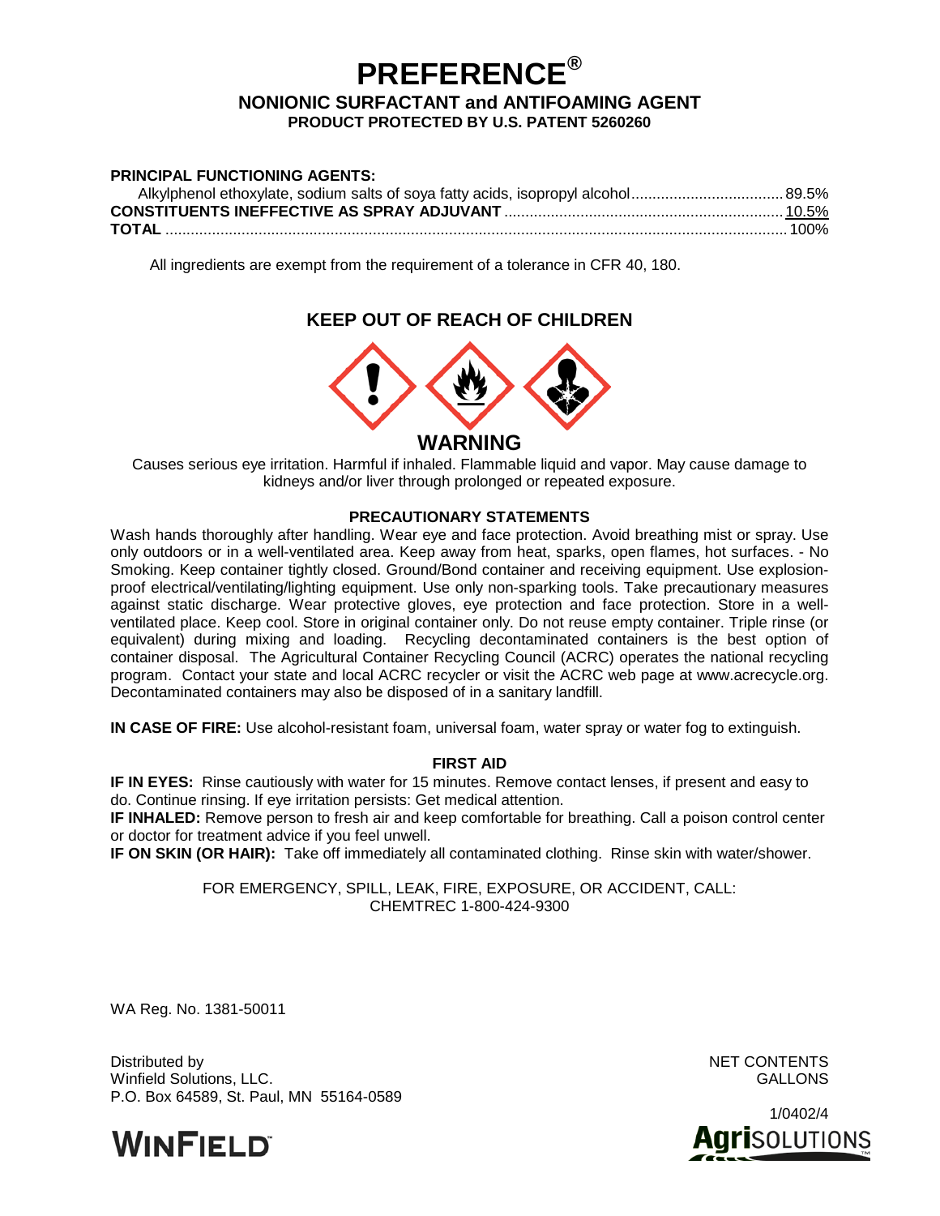# PREFERENCE®

## NONIONIC SURFACTANT and ANTIFOAMING AGENT

**PRODUCT PROTECTED BY U.S. PATENT 5260260**

**PRINCIPAL FUNCTIONING AGENTS:**

| | |
|---|---|
| Alkylphenol ethoxylate, sodium salts of soya fatty acids, isopropyl alcohol | 89.5% |
| **CONSTITUENTS INEFFECTIVE AS SPRAY ADJUVANT** | 10.5% |
| **TOTAL** | 100% |

All ingredients are exempt from the requirement of a tolerance in CFR 40, 180.

## KEEP OUT OF REACH OF CHILDREN

## WARNING

Causes serious eye irritation. Harmful if inhaled. Flammable liquid and vapor. May cause damage to kidneys and/or liver through prolonged or repeated exposure.

### PRECAUTIONARY STATEMENTS

Wash hands thoroughly after handling. Wear eye and face protection. Avoid breathing mist or spray. Use only outdoors or in a well-ventilated area. Keep away from heat, sparks, open flames, hot surfaces. - No Smoking. Keep container tightly closed. Ground/Bond container and receiving equipment. Use explosion-proof electrical/ventilating/lighting equipment. Use only non-sparking tools. Take precautionary measures against static discharge. Wear protective gloves, eye protection and face protection. Store in a well-ventilated place. Keep cool. Store in original container only. Do not reuse empty container. Triple rinse (or equivalent) during mixing and loading. Recycling decontaminated containers is the best option of container disposal. The Agricultural Container Recycling Council (ACRC) operates the national recycling program. Contact your state and local ACRC recycler or visit the ACRC web page at www.acrecycle.org. Decontaminated containers may also be disposed of in a sanitary landfill.

**IN CASE OF FIRE:** Use alcohol-resistant foam, universal foam, water spray or water fog to extinguish.

### FIRST AID

**IF IN EYES:** Rinse cautiously with water for 15 minutes. Remove contact lenses, if present and easy to do. Continue rinsing. If eye irritation persists: Get medical attention.
**IF INHALED:** Remove person to fresh air and keep comfortable for breathing. Call a poison control center or doctor for treatment advice if you feel unwell.
**IF ON SKIN (OR HAIR):** Take off immediately all contaminated clothing. Rinse skin with water/shower.

FOR EMERGENCY, SPILL, LEAK, FIRE, EXPOSURE, OR ACCIDENT, CALL:
CHEMTREC 1-800-424-9300

WA Reg. No. 1381-50011

Distributed by
Winfield Solutions, LLC.
P.O. Box 64589, St. Paul, MN 55164-0589

NET CONTENTS
GALLONS

1/0402/4

WINFIELD

AgriSOLUTIONS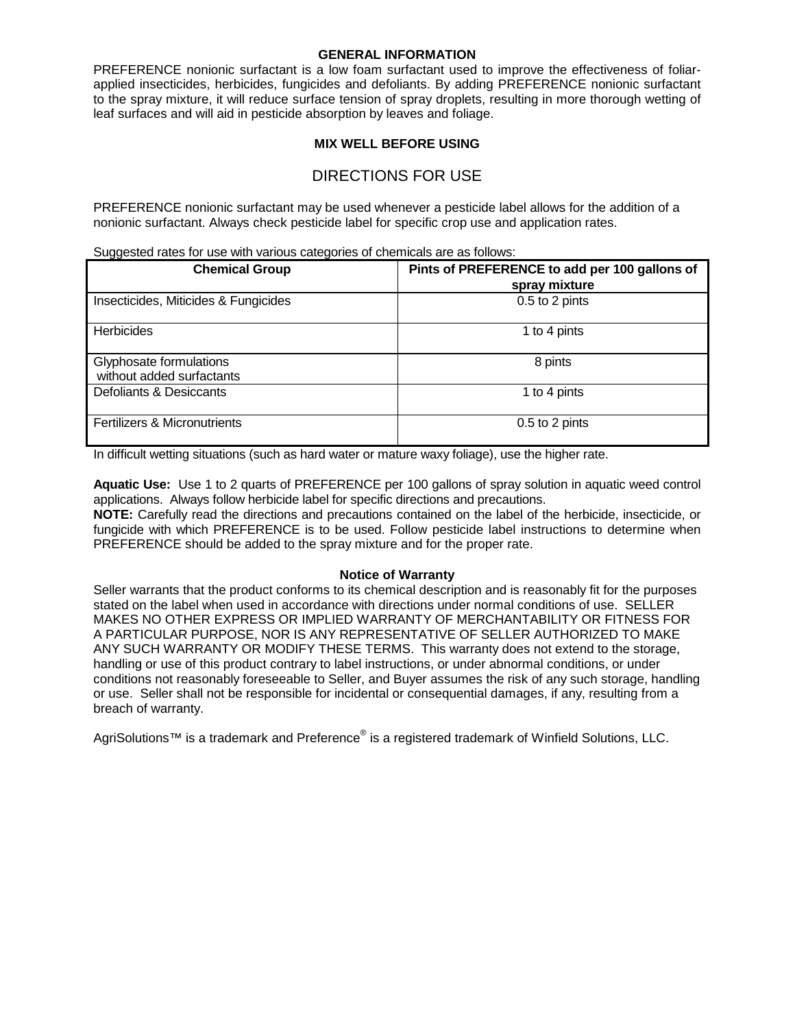## GENERAL INFORMATION

PREFERENCE nonionic surfactant is a low foam surfactant used to improve the effectiveness of foliar-applied insecticides, herbicides, fungicides and defoliants. By adding PREFERENCE nonionic surfactant to the spray mixture, it will reduce surface tension of spray droplets, resulting in more thorough wetting of leaf surfaces and will aid in pesticide absorption by leaves and foliage.

**MIX WELL BEFORE USING**

# DIRECTIONS FOR USE

PREFERENCE nonionic surfactant may be used whenever a pesticide label allows for the addition of a nonionic surfactant. Always check pesticide label for specific crop use and application rates.

Suggested rates for use with various categories of chemicals are as follows:

| Chemical Group | Pints of PREFERENCE to add per 100 gallons of spray mixture |
|---|---|
| Insecticides, Miticides & Fungicides | 0.5 to 2 pints |
| Herbicides | 1 to 4 pints |
| Glyphosate formulations without added surfactants | 8 pints |
| Defoliants & Desiccants | 1 to 4 pints |
| Fertilizers & Micronutrients | 0.5 to 2 pints |

In difficult wetting situations (such as hard water or mature waxy foliage), use the higher rate.

**Aquatic Use:** Use 1 to 2 quarts of PREFERENCE per 100 gallons of spray solution in aquatic weed control applications. Always follow herbicide label for specific directions and precautions.

**NOTE:** Carefully read the directions and precautions contained on the label of the herbicide, insecticide, or fungicide with which PREFERENCE is to be used. Follow pesticide label instructions to determine when PREFERENCE should be added to the spray mixture and for the proper rate.

**Notice of Warranty**

Seller warrants that the product conforms to its chemical description and is reasonably fit for the purposes stated on the label when used in accordance with directions under normal conditions of use. SELLER MAKES NO OTHER EXPRESS OR IMPLIED WARRANTY OF MERCHANTABILITY OR FITNESS FOR A PARTICULAR PURPOSE, NOR IS ANY REPRESENTATIVE OF SELLER AUTHORIZED TO MAKE ANY SUCH WARRANTY OR MODIFY THESE TERMS. This warranty does not extend to the storage, handling or use of this product contrary to label instructions, or under abnormal conditions, or under conditions not reasonably foreseeable to Seller, and Buyer assumes the risk of any such storage, handling or use. Seller shall not be responsible for incidental or consequential damages, if any, resulting from a breach of warranty.

AgriSolutions™ is a trademark and Preference® is a registered trademark of Winfield Solutions, LLC.